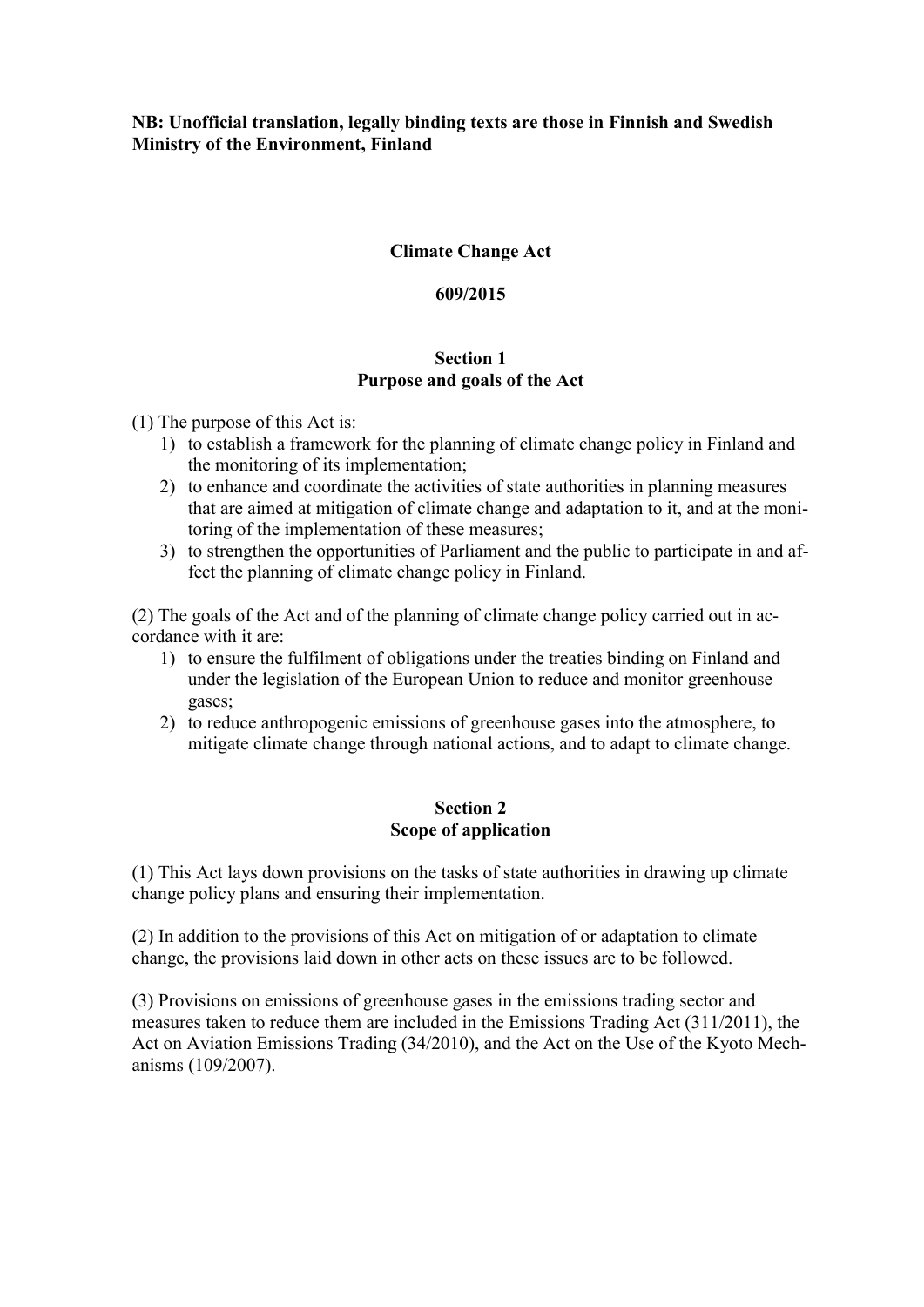**NB: Unofficial translation, legally binding texts are those in Finnish and Swedish**
**Ministry of the Environment, Finland**

# Climate Change Act

## 609/2015

### Section 1
### Purpose and goals of the Act

(1) The purpose of this Act is:

1) to establish a framework for the planning of climate change policy in Finland and the monitoring of its implementation;
2) to enhance and coordinate the activities of state authorities in planning measures that are aimed at mitigation of climate change and adaptation to it, and at the monitoring of the implementation of these measures;
3) to strengthen the opportunities of Parliament and the public to participate in and affect the planning of climate change policy in Finland.

(2) The goals of the Act and of the planning of climate change policy carried out in accordance with it are:

1) to ensure the fulfilment of obligations under the treaties binding on Finland and under the legislation of the European Union to reduce and monitor greenhouse gases;
2) to reduce anthropogenic emissions of greenhouse gases into the atmosphere, to mitigate climate change through national actions, and to adapt to climate change.

### Section 2
### Scope of application

(1) This Act lays down provisions on the tasks of state authorities in drawing up climate change policy plans and ensuring their implementation.

(2) In addition to the provisions of this Act on mitigation of or adaptation to climate change, the provisions laid down in other acts on these issues are to be followed.

(3) Provisions on emissions of greenhouse gases in the emissions trading sector and measures taken to reduce them are included in the Emissions Trading Act (311/2011), the Act on Aviation Emissions Trading (34/2010), and the Act on the Use of the Kyoto Mechanisms (109/2007).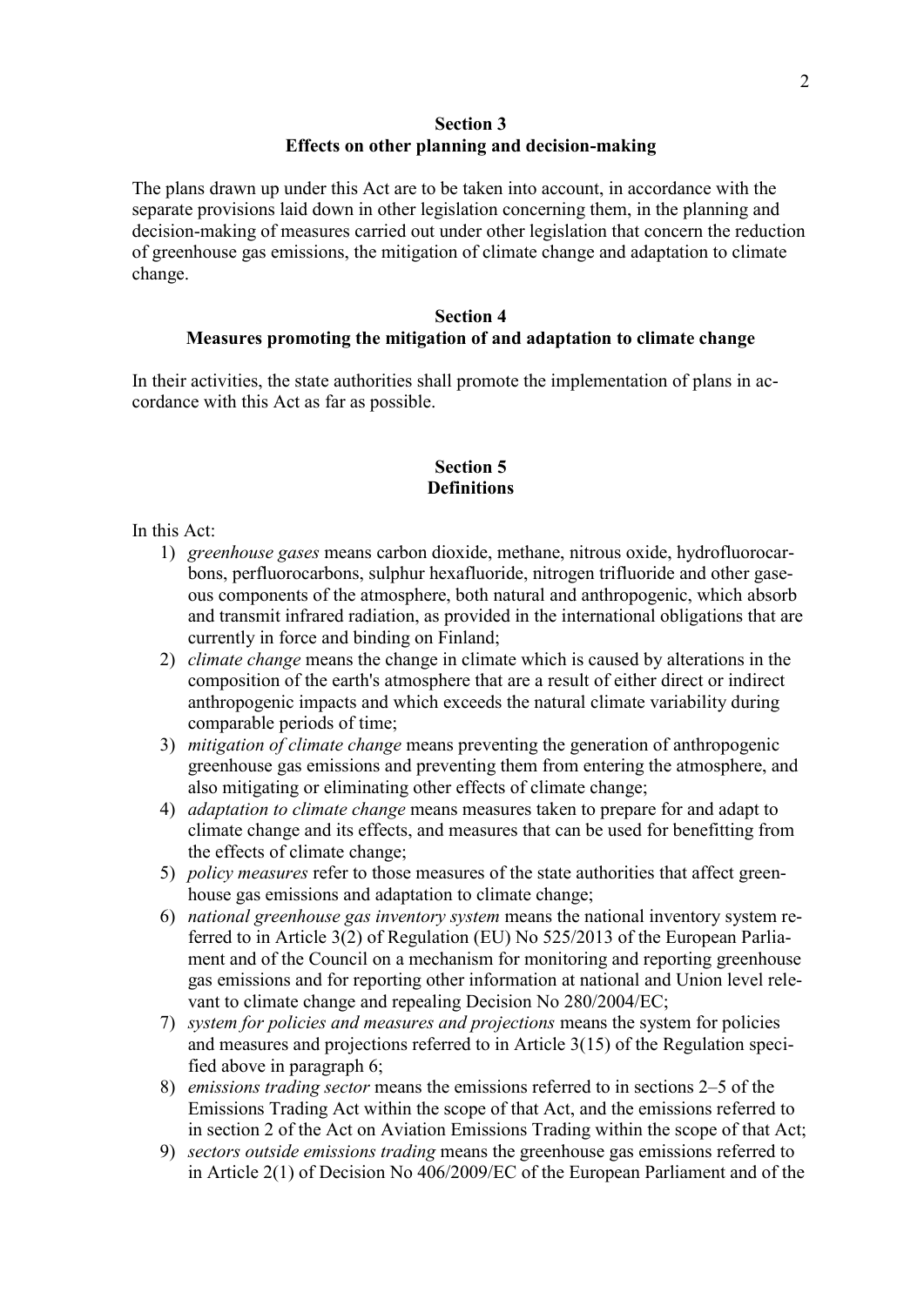## Section 3
## Effects on other planning and decision-making

The plans drawn up under this Act are to be taken into account, in accordance with the separate provisions laid down in other legislation concerning them, in the planning and decision-making of measures carried out under other legislation that concern the reduction of greenhouse gas emissions, the mitigation of climate change and adaptation to climate change.

## Section 4
## Measures promoting the mitigation of and adaptation to climate change

In their activities, the state authorities shall promote the implementation of plans in accordance with this Act as far as possible.

## Section 5
## Definitions

In this Act:

1) *greenhouse gases* means carbon dioxide, methane, nitrous oxide, hydrofluorocarbons, perfluorocarbons, sulphur hexafluoride, nitrogen trifluoride and other gaseous components of the atmosphere, both natural and anthropogenic, which absorb and transmit infrared radiation, as provided in the international obligations that are currently in force and binding on Finland;
2) *climate change* means the change in climate which is caused by alterations in the composition of the earth's atmosphere that are a result of either direct or indirect anthropogenic impacts and which exceeds the natural climate variability during comparable periods of time;
3) *mitigation of climate change* means preventing the generation of anthropogenic greenhouse gas emissions and preventing them from entering the atmosphere, and also mitigating or eliminating other effects of climate change;
4) *adaptation to climate change* means measures taken to prepare for and adapt to climate change and its effects, and measures that can be used for benefitting from the effects of climate change;
5) *policy measures* refer to those measures of the state authorities that affect greenhouse gas emissions and adaptation to climate change;
6) *national greenhouse gas inventory system* means the national inventory system referred to in Article 3(2) of Regulation (EU) No 525/2013 of the European Parliament and of the Council on a mechanism for monitoring and reporting greenhouse gas emissions and for reporting other information at national and Union level relevant to climate change and repealing Decision No 280/2004/EC;
7) *system for policies and measures and projections* means the system for policies and measures and projections referred to in Article 3(15) of the Regulation specified above in paragraph 6;
8) *emissions trading sector* means the emissions referred to in sections 2–5 of the Emissions Trading Act within the scope of that Act, and the emissions referred to in section 2 of the Act on Aviation Emissions Trading within the scope of that Act;
9) *sectors outside emissions trading* means the greenhouse gas emissions referred to in Article 2(1) of Decision No 406/2009/EC of the European Parliament and of the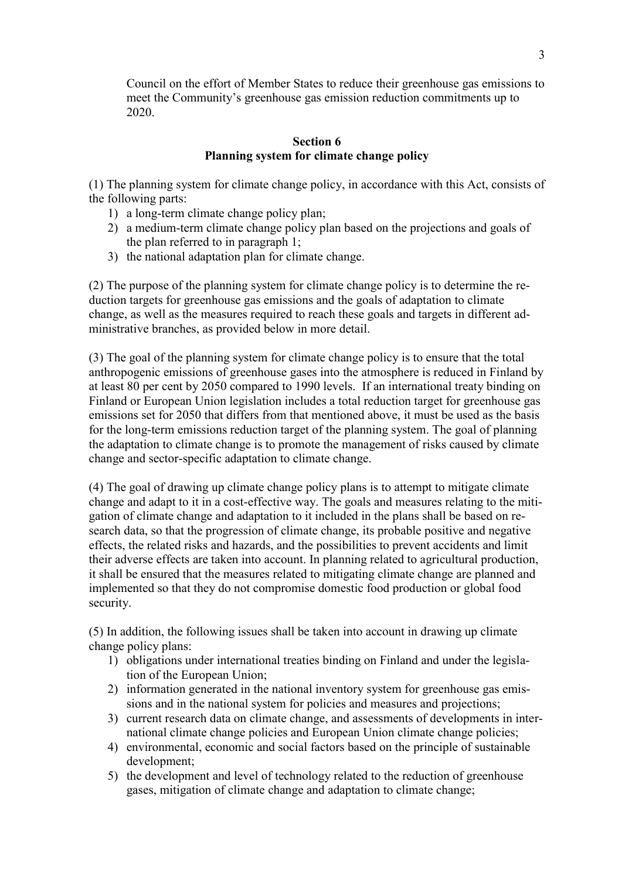Council on the effort of Member States to reduce their greenhouse gas emissions to meet the Community's greenhouse gas emission reduction commitments up to 2020.

## Section 6
## Planning system for climate change policy

(1) The planning system for climate change policy, in accordance with this Act, consists of the following parts:

1) a long-term climate change policy plan;
2) a medium-term climate change policy plan based on the projections and goals of the plan referred to in paragraph 1;
3) the national adaptation plan for climate change.

(2) The purpose of the planning system for climate change policy is to determine the reduction targets for greenhouse gas emissions and the goals of adaptation to climate change, as well as the measures required to reach these goals and targets in different administrative branches, as provided below in more detail.

(3) The goal of the planning system for climate change policy is to ensure that the total anthropogenic emissions of greenhouse gases into the atmosphere is reduced in Finland by at least 80 per cent by 2050 compared to 1990 levels. If an international treaty binding on Finland or European Union legislation includes a total reduction target for greenhouse gas emissions set for 2050 that differs from that mentioned above, it must be used as the basis for the long-term emissions reduction target of the planning system. The goal of planning the adaptation to climate change is to promote the management of risks caused by climate change and sector-specific adaptation to climate change.

(4) The goal of drawing up climate change policy plans is to attempt to mitigate climate change and adapt to it in a cost-effective way. The goals and measures relating to the mitigation of climate change and adaptation to it included in the plans shall be based on research data, so that the progression of climate change, its probable positive and negative effects, the related risks and hazards, and the possibilities to prevent accidents and limit their adverse effects are taken into account. In planning related to agricultural production, it shall be ensured that the measures related to mitigating climate change are planned and implemented so that they do not compromise domestic food production or global food security.

(5) In addition, the following issues shall be taken into account in drawing up climate change policy plans:

1) obligations under international treaties binding on Finland and under the legislation of the European Union;
2) information generated in the national inventory system for greenhouse gas emissions and in the national system for policies and measures and projections;
3) current research data on climate change, and assessments of developments in international climate change policies and European Union climate change policies;
4) environmental, economic and social factors based on the principle of sustainable development;
5) the development and level of technology related to the reduction of greenhouse gases, mitigation of climate change and adaptation to climate change;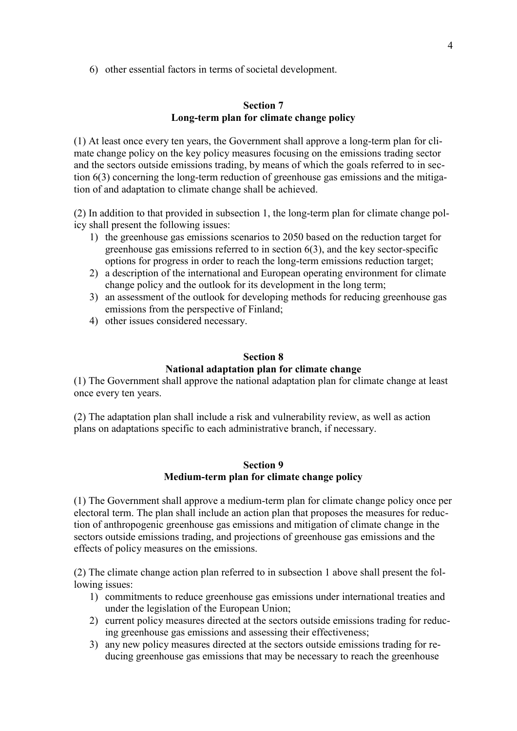6) other essential factors in terms of societal development.

## Section 7
## Long-term plan for climate change policy

(1) At least once every ten years, the Government shall approve a long-term plan for climate change policy on the key policy measures focusing on the emissions trading sector and the sectors outside emissions trading, by means of which the goals referred to in section 6(3) concerning the long-term reduction of greenhouse gas emissions and the mitigation of and adaptation to climate change shall be achieved.

(2) In addition to that provided in subsection 1, the long-term plan for climate change policy shall present the following issues:

1) the greenhouse gas emissions scenarios to 2050 based on the reduction target for greenhouse gas emissions referred to in section 6(3), and the key sector-specific options for progress in order to reach the long-term emissions reduction target;
2) a description of the international and European operating environment for climate change policy and the outlook for its development in the long term;
3) an assessment of the outlook for developing methods for reducing greenhouse gas emissions from the perspective of Finland;
4) other issues considered necessary.

## Section 8
## National adaptation plan for climate change

(1) The Government shall approve the national adaptation plan for climate change at least once every ten years.

(2) The adaptation plan shall include a risk and vulnerability review, as well as action plans on adaptations specific to each administrative branch, if necessary.

## Section 9
## Medium-term plan for climate change policy

(1) The Government shall approve a medium-term plan for climate change policy once per electoral term. The plan shall include an action plan that proposes the measures for reduction of anthropogenic greenhouse gas emissions and mitigation of climate change in the sectors outside emissions trading, and projections of greenhouse gas emissions and the effects of policy measures on the emissions.

(2) The climate change action plan referred to in subsection 1 above shall present the following issues:

1) commitments to reduce greenhouse gas emissions under international treaties and under the legislation of the European Union;
2) current policy measures directed at the sectors outside emissions trading for reducing greenhouse gas emissions and assessing their effectiveness;
3) any new policy measures directed at the sectors outside emissions trading for reducing greenhouse gas emissions that may be necessary to reach the greenhouse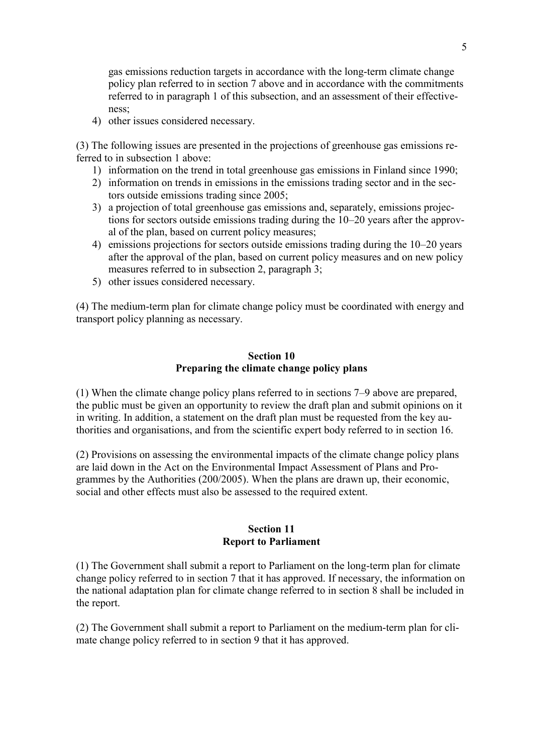gas emissions reduction targets in accordance with the long-term climate change policy plan referred to in section 7 above and in accordance with the commitments referred to in paragraph 1 of this subsection, and an assessment of their effectiveness;

4) other issues considered necessary.

(3) The following issues are presented in the projections of greenhouse gas emissions referred to in subsection 1 above:

1) information on the trend in total greenhouse gas emissions in Finland since 1990;
2) information on trends in emissions in the emissions trading sector and in the sectors outside emissions trading since 2005;
3) a projection of total greenhouse gas emissions and, separately, emissions projections for sectors outside emissions trading during the 10–20 years after the approval of the plan, based on current policy measures;
4) emissions projections for sectors outside emissions trading during the 10–20 years after the approval of the plan, based on current policy measures and on new policy measures referred to in subsection 2, paragraph 3;
5) other issues considered necessary.

(4) The medium-term plan for climate change policy must be coordinated with energy and transport policy planning as necessary.

## Section 10
## Preparing the climate change policy plans

(1) When the climate change policy plans referred to in sections 7–9 above are prepared, the public must be given an opportunity to review the draft plan and submit opinions on it in writing. In addition, a statement on the draft plan must be requested from the key authorities and organisations, and from the scientific expert body referred to in section 16.

(2) Provisions on assessing the environmental impacts of the climate change policy plans are laid down in the Act on the Environmental Impact Assessment of Plans and Programmes by the Authorities (200/2005). When the plans are drawn up, their economic, social and other effects must also be assessed to the required extent.

## Section 11
## Report to Parliament

(1) The Government shall submit a report to Parliament on the long-term plan for climate change policy referred to in section 7 that it has approved. If necessary, the information on the national adaptation plan for climate change referred to in section 8 shall be included in the report.

(2) The Government shall submit a report to Parliament on the medium-term plan for climate change policy referred to in section 9 that it has approved.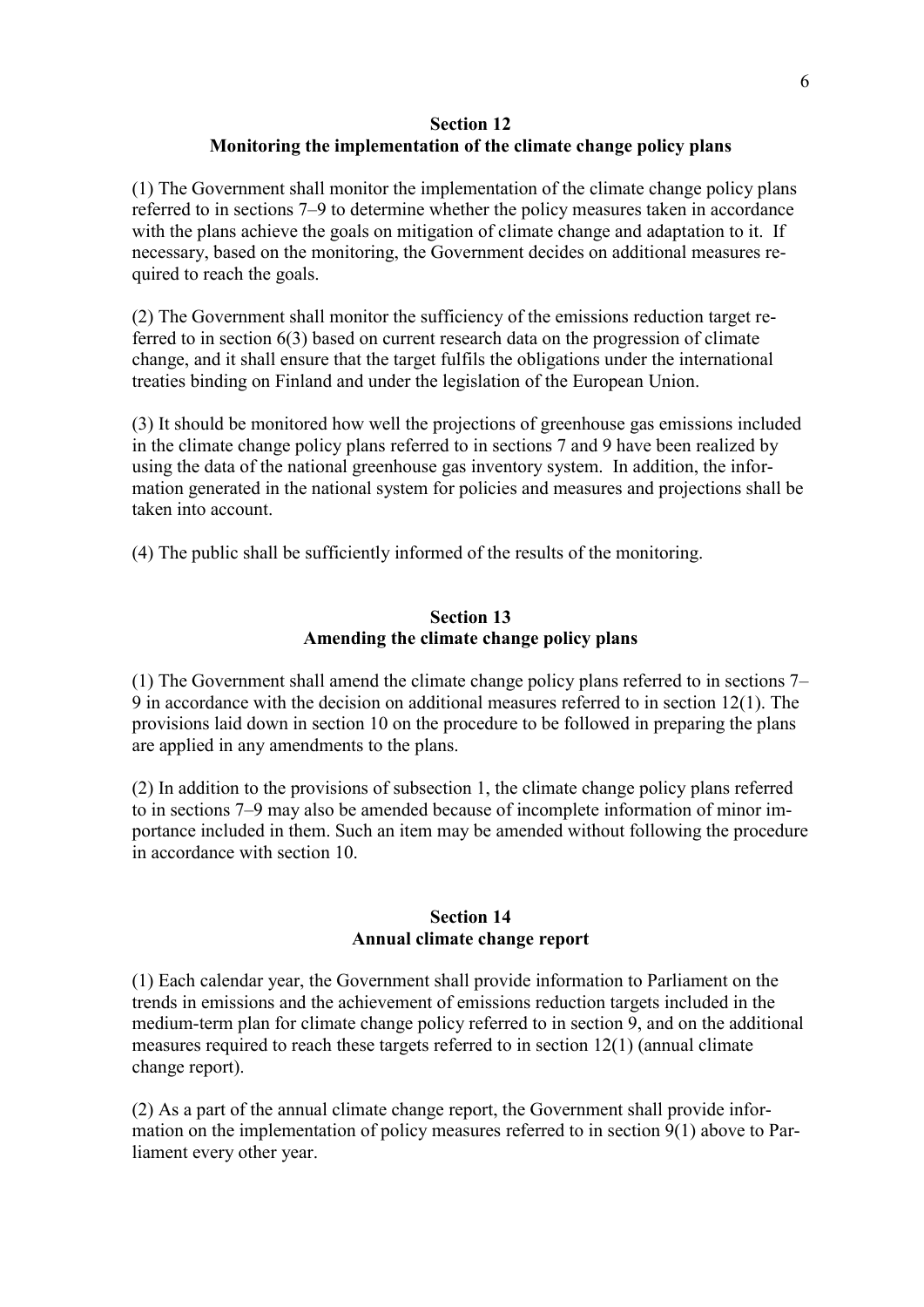## Section 12
## Monitoring the implementation of the climate change policy plans

(1) The Government shall monitor the implementation of the climate change policy plans referred to in sections 7–9 to determine whether the policy measures taken in accordance with the plans achieve the goals on mitigation of climate change and adaptation to it. If necessary, based on the monitoring, the Government decides on additional measures required to reach the goals.

(2) The Government shall monitor the sufficiency of the emissions reduction target referred to in section 6(3) based on current research data on the progression of climate change, and it shall ensure that the target fulfils the obligations under the international treaties binding on Finland and under the legislation of the European Union.

(3) It should be monitored how well the projections of greenhouse gas emissions included in the climate change policy plans referred to in sections 7 and 9 have been realized by using the data of the national greenhouse gas inventory system. In addition, the information generated in the national system for policies and measures and projections shall be taken into account.

(4) The public shall be sufficiently informed of the results of the monitoring.

## Section 13
## Amending the climate change policy plans

(1) The Government shall amend the climate change policy plans referred to in sections 7–9 in accordance with the decision on additional measures referred to in section 12(1). The provisions laid down in section 10 on the procedure to be followed in preparing the plans are applied in any amendments to the plans.

(2) In addition to the provisions of subsection 1, the climate change policy plans referred to in sections 7–9 may also be amended because of incomplete information of minor importance included in them. Such an item may be amended without following the procedure in accordance with section 10.

## Section 14
## Annual climate change report

(1) Each calendar year, the Government shall provide information to Parliament on the trends in emissions and the achievement of emissions reduction targets included in the medium-term plan for climate change policy referred to in section 9, and on the additional measures required to reach these targets referred to in section 12(1) (annual climate change report).

(2) As a part of the annual climate change report, the Government shall provide information on the implementation of policy measures referred to in section 9(1) above to Parliament every other year.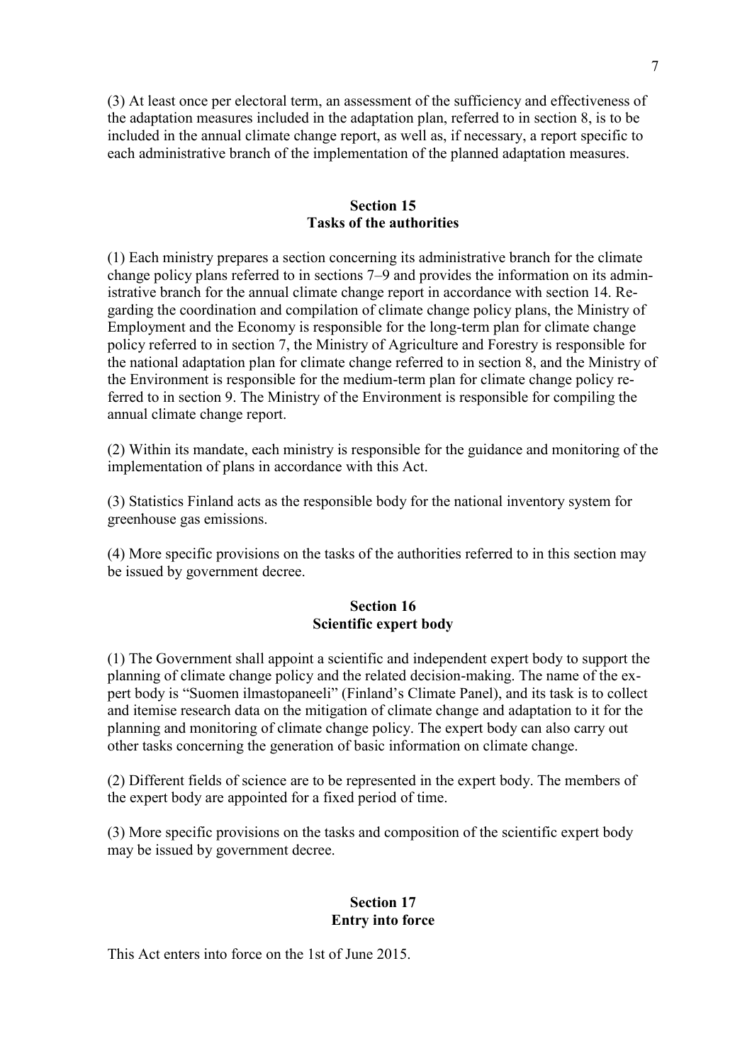(3) At least once per electoral term, an assessment of the sufficiency and effectiveness of the adaptation measures included in the adaptation plan, referred to in section 8, is to be included in the annual climate change report, as well as, if necessary, a report specific to each administrative branch of the implementation of the planned adaptation measures.

## Section 15
## Tasks of the authorities

(1) Each ministry prepares a section concerning its administrative branch for the climate change policy plans referred to in sections 7–9 and provides the information on its administrative branch for the annual climate change report in accordance with section 14. Regarding the coordination and compilation of climate change policy plans, the Ministry of Employment and the Economy is responsible for the long-term plan for climate change policy referred to in section 7, the Ministry of Agriculture and Forestry is responsible for the national adaptation plan for climate change referred to in section 8, and the Ministry of the Environment is responsible for the medium-term plan for climate change policy referred to in section 9. The Ministry of the Environment is responsible for compiling the annual climate change report.

(2) Within its mandate, each ministry is responsible for the guidance and monitoring of the implementation of plans in accordance with this Act.

(3) Statistics Finland acts as the responsible body for the national inventory system for greenhouse gas emissions.

(4) More specific provisions on the tasks of the authorities referred to in this section may be issued by government decree.

## Section 16
## Scientific expert body

(1) The Government shall appoint a scientific and independent expert body to support the planning of climate change policy and the related decision-making. The name of the expert body is "Suomen ilmastopaneeli" (Finland's Climate Panel), and its task is to collect and itemise research data on the mitigation of climate change and adaptation to it for the planning and monitoring of climate change policy. The expert body can also carry out other tasks concerning the generation of basic information on climate change.

(2) Different fields of science are to be represented in the expert body. The members of the expert body are appointed for a fixed period of time.

(3) More specific provisions on the tasks and composition of the scientific expert body may be issued by government decree.

## Section 17
## Entry into force

This Act enters into force on the 1st of June 2015.